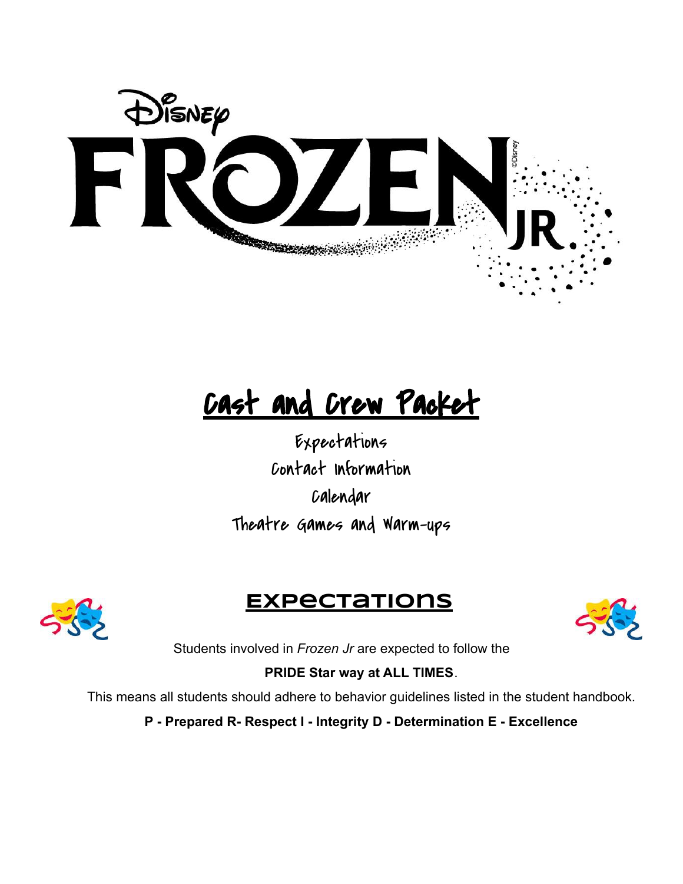# Disney FROZEN JR.

©Disney

## Cast and Crew Packet

Expectations

Contact Information

Calendar

Theatre Games and Warm-ups

## Expectations

Students involved in *Frozen Jr* are expected to follow the

**PRIDE Star way at ALL TIMES**.

This means all students should adhere to behavior guidelines listed in the student handbook.

**P - Prepared R- Respect I - Integrity D - Determination E - Excellence**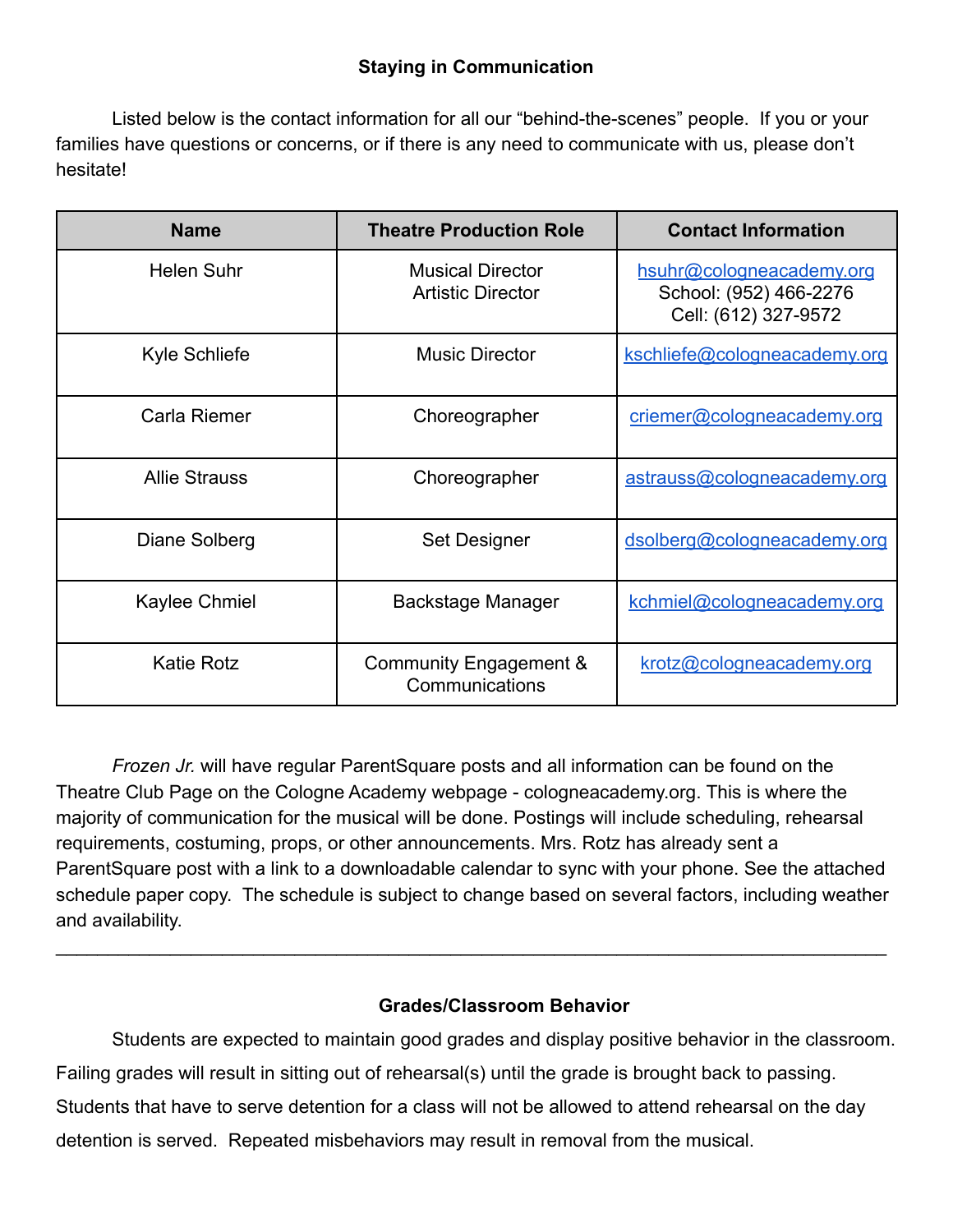## Staying in Communication

Listed below is the contact information for all our "behind-the-scenes" people. If you or your families have questions or concerns, or if there is any need to communicate with us, please don't hesitate!

| Name | Theatre Production Role | Contact Information |
|---|---|---|
| Helen Suhr | Musical Director<br>Artistic Director | hsuhr@cologneacademy.org<br>School: (952) 466-2276<br>Cell: (612) 327-9572 |
| Kyle Schliefe | Music Director | kschliefe@cologneacademy.org |
| Carla Riemer | Choreographer | criemer@cologneacademy.org |
| Allie Strauss | Choreographer | astrauss@cologneacademy.org |
| Diane Solberg | Set Designer | dsolberg@cologneacademy.org |
| Kaylee Chmiel | Backstage Manager | kchmiel@cologneacademy.org |
| Katie Rotz | Community Engagement & Communications | krotz@cologneacademy.org |

*Frozen Jr.* will have regular ParentSquare posts and all information can be found on the Theatre Club Page on the Cologne Academy webpage - cologneacademy.org. This is where the majority of communication for the musical will be done. Postings will include scheduling, rehearsal requirements, costuming, props, or other announcements. Mrs. Rotz has already sent a ParentSquare post with a link to a downloadable calendar to sync with your phone. See the attached schedule paper copy. The schedule is subject to change based on several factors, including weather and availability.

---

## Grades/Classroom Behavior

Students are expected to maintain good grades and display positive behavior in the classroom. Failing grades will result in sitting out of rehearsal(s) until the grade is brought back to passing. Students that have to serve detention for a class will not be allowed to attend rehearsal on the day detention is served. Repeated misbehaviors may result in removal from the musical.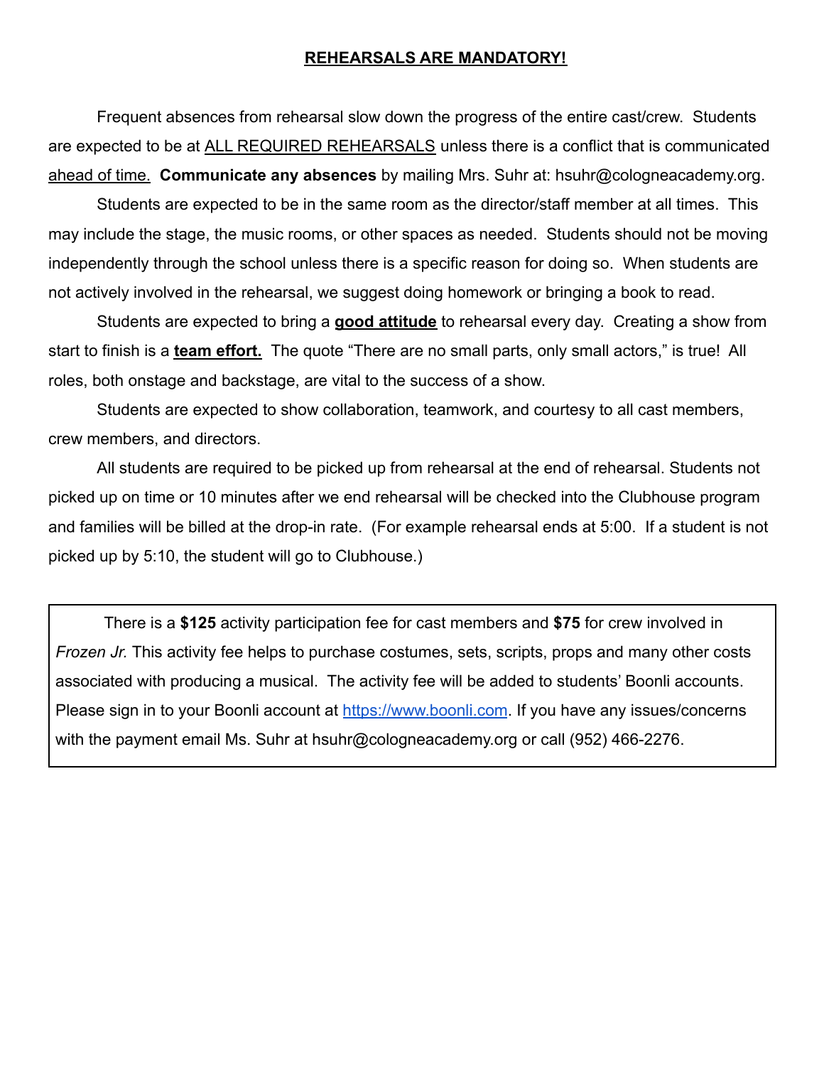**<u>REHEARSALS ARE MANDATORY!</u>**

Frequent absences from rehearsal slow down the progress of the entire cast/crew. Students are expected to be at <u>ALL REQUIRED REHEARSALS</u> unless there is a conflict that is communicated <u>ahead of time.</u> **Communicate any absences** by mailing Mrs. Suhr at: hsuhr@cologneacademy.org.

Students are expected to be in the same room as the director/staff member at all times. This may include the stage, the music rooms, or other spaces as needed. Students should not be moving independently through the school unless there is a specific reason for doing so. When students are not actively involved in the rehearsal, we suggest doing homework or bringing a book to read.

Students are expected to bring a **<u>good attitude</u>** to rehearsal every day. Creating a show from start to finish is a **<u>team effort.</u>** The quote "There are no small parts, only small actors," is true! All roles, both onstage and backstage, are vital to the success of a show.

Students are expected to show collaboration, teamwork, and courtesy to all cast members, crew members, and directors.

All students are required to be picked up from rehearsal at the end of rehearsal. Students not picked up on time or 10 minutes after we end rehearsal will be checked into the Clubhouse program and families will be billed at the drop-in rate. (For example rehearsal ends at 5:00. If a student is not picked up by 5:10, the student will go to Clubhouse.)

There is a **$125** activity participation fee for cast members and **$75** for crew involved in *Frozen Jr.* This activity fee helps to purchase costumes, sets, scripts, props and many other costs associated with producing a musical. The activity fee will be added to students' Boonli accounts. Please sign in to your Boonli account at [https://www.boonli.com](https://www.boonli.com). If you have any issues/concerns with the payment email Ms. Suhr at hsuhr@cologneacademy.org or call (952) 466-2276.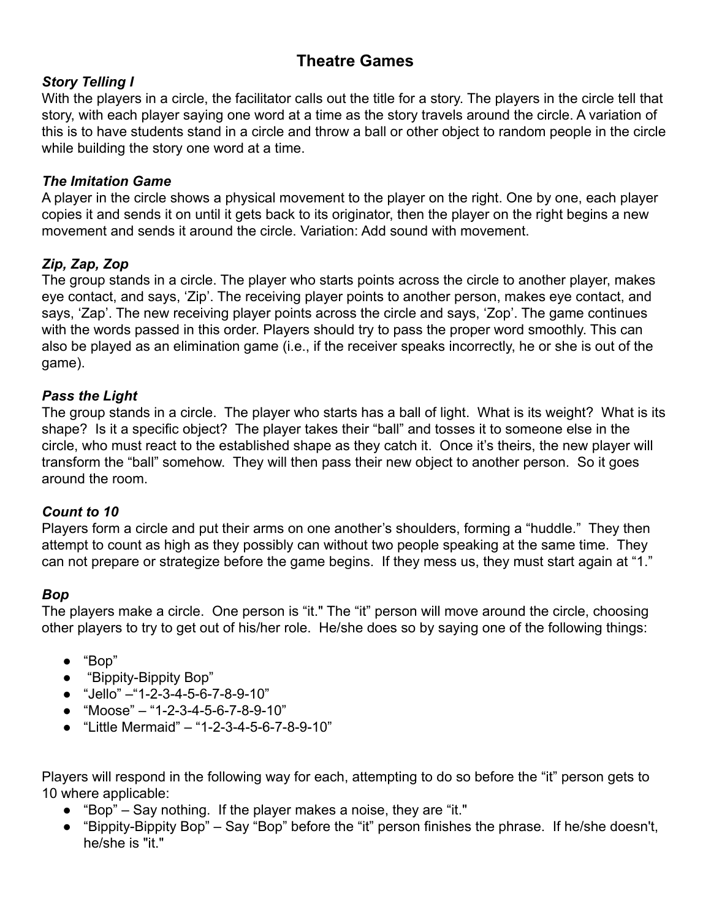# Theatre Games

### *Story Telling I*

With the players in a circle, the facilitator calls out the title for a story. The players in the circle tell that story, with each player saying one word at a time as the story travels around the circle. A variation of this is to have students stand in a circle and throw a ball or other object to random people in the circle while building the story one word at a time.

### *The Imitation Game*

A player in the circle shows a physical movement to the player on the right. One by one, each player copies it and sends it on until it gets back to its originator, then the player on the right begins a new movement and sends it around the circle. Variation: Add sound with movement.

### *Zip, Zap, Zop*

The group stands in a circle. The player who starts points across the circle to another player, makes eye contact, and says, 'Zip'. The receiving player points to another person, makes eye contact, and says, 'Zap'. The new receiving player points across the circle and says, 'Zop'. The game continues with the words passed in this order. Players should try to pass the proper word smoothly. This can also be played as an elimination game (i.e., if the receiver speaks incorrectly, he or she is out of the game).

### *Pass the Light*

The group stands in a circle. The player who starts has a ball of light. What is its weight? What is its shape? Is it a specific object? The player takes their "ball" and tosses it to someone else in the circle, who must react to the established shape as they catch it. Once it's theirs, the new player will transform the "ball" somehow. They will then pass their new object to another person. So it goes around the room.

### *Count to 10*

Players form a circle and put their arms on one another's shoulders, forming a "huddle." They then attempt to count as high as they possibly can without two people speaking at the same time. They can not prepare or strategize before the game begins. If they mess us, they must start again at "1."

### *Bop*

The players make a circle. One person is "it." The "it" person will move around the circle, choosing other players to try to get out of his/her role. He/she does so by saying one of the following things:

- "Bop"
- "Bippity-Bippity Bop"
- "Jello" –"1-2-3-4-5-6-7-8-9-10"
- "Moose" – "1-2-3-4-5-6-7-8-9-10"
- "Little Mermaid" – "1-2-3-4-5-6-7-8-9-10"

Players will respond in the following way for each, attempting to do so before the "it" person gets to 10 where applicable:

- "Bop" – Say nothing. If the player makes a noise, they are "it."
- "Bippity-Bippity Bop" – Say "Bop" before the "it" person finishes the phrase. If he/she doesn't, he/she is "it."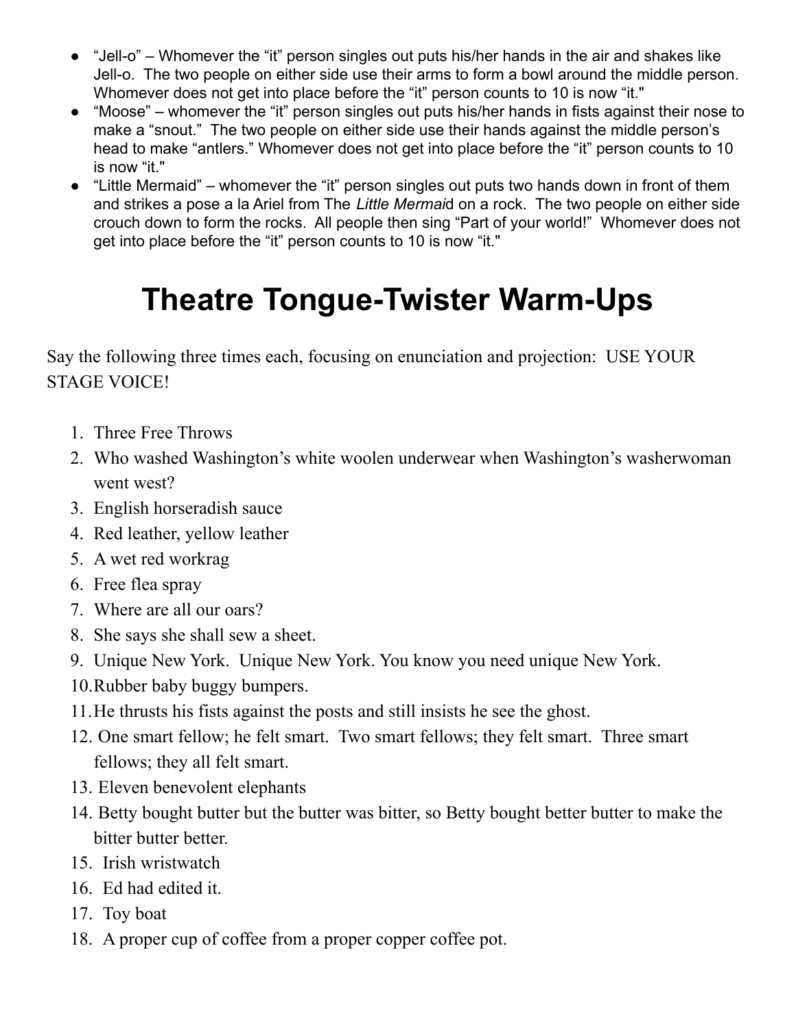- “Jell-o” – Whomever the “it” person singles out puts his/her hands in the air and shakes like Jell-o. The two people on either side use their arms to form a bowl around the middle person. Whomever does not get into place before the “it” person counts to 10 is now “it."
- “Moose” – whomever the “it” person singles out puts his/her hands in fists against their nose to make a “snout.” The two people on either side use their hands against the middle person’s head to make “antlers.” Whomever does not get into place before the “it” person counts to 10 is now “it."
- “Little Mermaid” – whomever the “it” person singles out puts two hands down in front of them and strikes a pose a la Ariel from The *Little Mermai*d on a rock. The two people on either side crouch down to form the rocks. All people then sing “Part of your world!” Whomever does not get into place before the “it” person counts to 10 is now “it."

# Theatre Tongue-Twister Warm-Ups

Say the following three times each, focusing on enunciation and projection: USE YOUR STAGE VOICE!

1. Three Free Throws
2. Who washed Washington’s white woolen underwear when Washington’s washerwoman went west?
3. English horseradish sauce
4. Red leather, yellow leather
5. A wet red workrag
6. Free flea spray
7. Where are all our oars?
8. She says she shall sew a sheet.
9. Unique New York. Unique New York. You know you need unique New York.
10. Rubber baby buggy bumpers.
11. He thrusts his fists against the posts and still insists he see the ghost.
12. One smart fellow; he felt smart. Two smart fellows; they felt smart. Three smart fellows; they all felt smart.
13. Eleven benevolent elephants
14. Betty bought butter but the butter was bitter, so Betty bought better butter to make the bitter butter better.
15. Irish wristwatch
16. Ed had edited it.
17. Toy boat
18. A proper cup of coffee from a proper copper coffee pot.